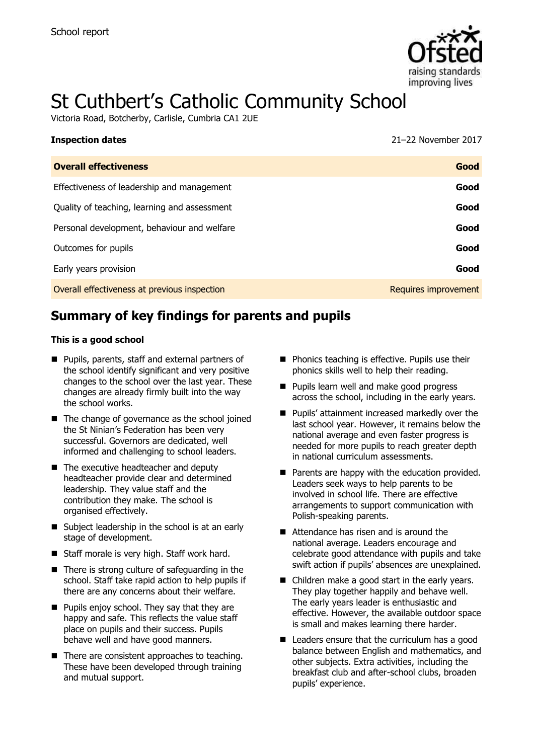School report

# St Cuthbert's Catholic Community School

Victoria Road, Botcherby, Carlisle, Cumbria CA1 2UE

| **Inspection dates** | 21–22 November 2017 |
| --- | --- |
| **Overall effectiveness** | **Good** |
| Effectiveness of leadership and management | **Good** |
| Quality of teaching, learning and assessment | **Good** |
| Personal development, behaviour and welfare | **Good** |
| Outcomes for pupils | **Good** |
| Early years provision | **Good** |
| Overall effectiveness at previous inspection | Requires improvement |

## Summary of key findings for parents and pupils

**This is a good school**

- Pupils, parents, staff and external partners of the school identify significant and very positive changes to the school over the last year. These changes are already firmly built into the way the school works.
- The change of governance as the school joined the St Ninian's Federation has been very successful. Governors are dedicated, well informed and challenging to school leaders.
- The executive headteacher and deputy headteacher provide clear and determined leadership. They value staff and the contribution they make. The school is organised effectively.
- Subject leadership in the school is at an early stage of development.
- Staff morale is very high. Staff work hard.
- There is strong culture of safeguarding in the school. Staff take rapid action to help pupils if there are any concerns about their welfare.
- Pupils enjoy school. They say that they are happy and safe. This reflects the value staff place on pupils and their success. Pupils behave well and have good manners.
- There are consistent approaches to teaching. These have been developed through training and mutual support.
- Phonics teaching is effective. Pupils use their phonics skills well to help their reading.
- Pupils learn well and make good progress across the school, including in the early years.
- Pupils' attainment increased markedly over the last school year. However, it remains below the national average and even faster progress is needed for more pupils to reach greater depth in national curriculum assessments.
- Parents are happy with the education provided. Leaders seek ways to help parents to be involved in school life. There are effective arrangements to support communication with Polish-speaking parents.
- Attendance has risen and is around the national average. Leaders encourage and celebrate good attendance with pupils and take swift action if pupils' absences are unexplained.
- Children make a good start in the early years. They play together happily and behave well. The early years leader is enthusiastic and effective. However, the available outdoor space is small and makes learning there harder.
- Leaders ensure that the curriculum has a good balance between English and mathematics, and other subjects. Extra activities, including the breakfast club and after-school clubs, broaden pupils' experience.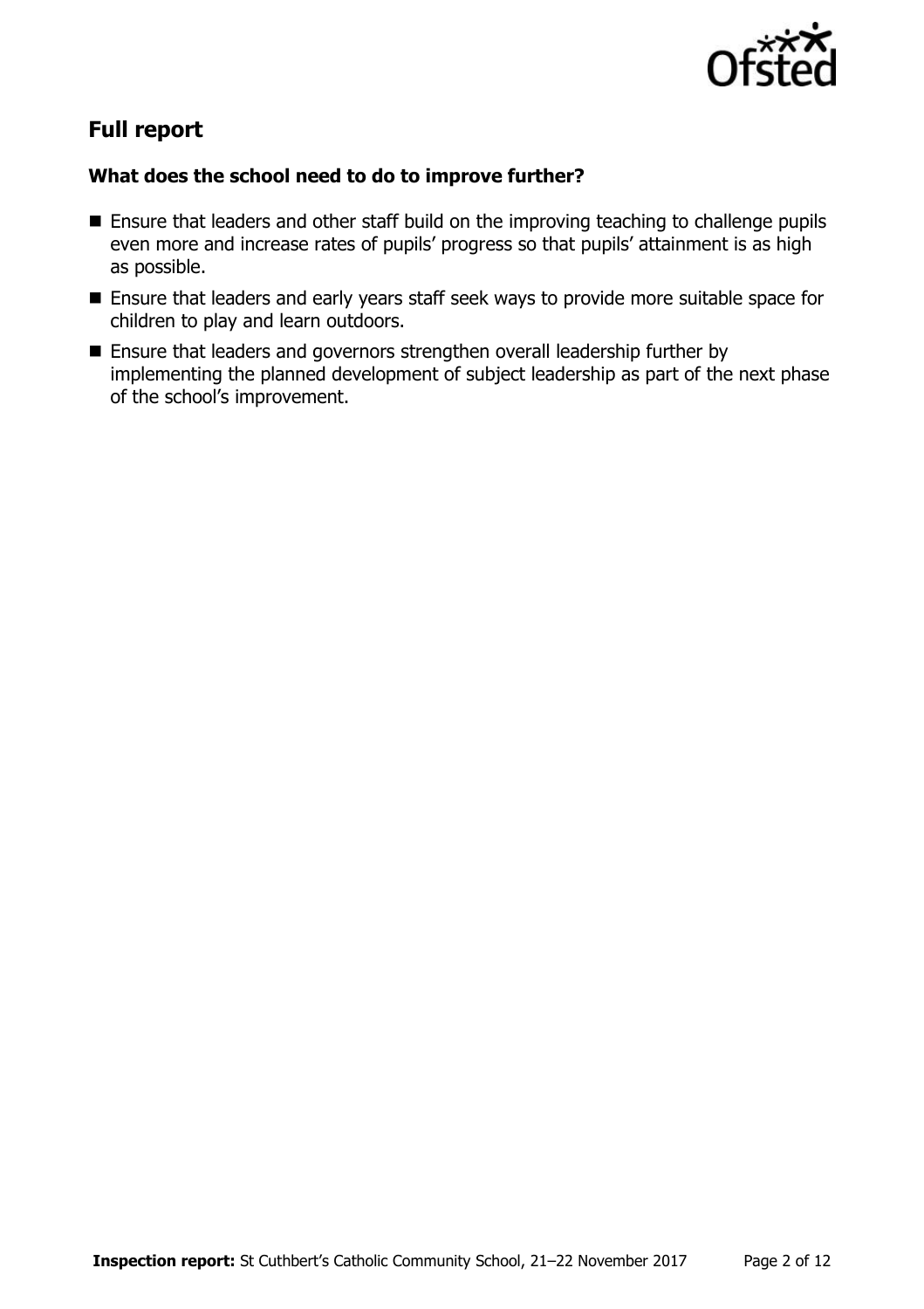## Full report

### What does the school need to do to improve further?

- Ensure that leaders and other staff build on the improving teaching to challenge pupils even more and increase rates of pupils' progress so that pupils' attainment is as high as possible.
- Ensure that leaders and early years staff seek ways to provide more suitable space for children to play and learn outdoors.
- Ensure that leaders and governors strengthen overall leadership further by implementing the planned development of subject leadership as part of the next phase of the school's improvement.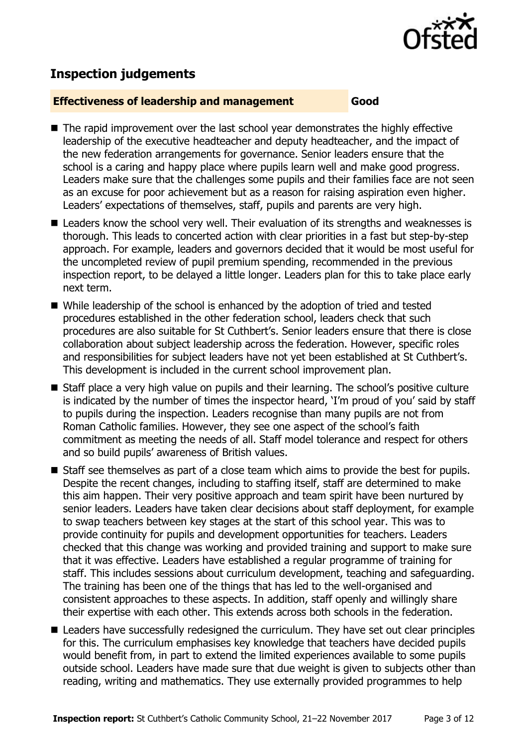## Inspection judgements

| **Effectiveness of leadership and management** | **Good** |
| --- | --- |

- The rapid improvement over the last school year demonstrates the highly effective leadership of the executive headteacher and deputy headteacher, and the impact of the new federation arrangements for governance. Senior leaders ensure that the school is a caring and happy place where pupils learn well and make good progress. Leaders make sure that the challenges some pupils and their families face are not seen as an excuse for poor achievement but as a reason for raising aspiration even higher. Leaders' expectations of themselves, staff, pupils and parents are very high.
- Leaders know the school very well. Their evaluation of its strengths and weaknesses is thorough. This leads to concerted action with clear priorities in a fast but step-by-step approach. For example, leaders and governors decided that it would be most useful for the uncompleted review of pupil premium spending, recommended in the previous inspection report, to be delayed a little longer. Leaders plan for this to take place early next term.
- While leadership of the school is enhanced by the adoption of tried and tested procedures established in the other federation school, leaders check that such procedures are also suitable for St Cuthbert's. Senior leaders ensure that there is close collaboration about subject leadership across the federation. However, specific roles and responsibilities for subject leaders have not yet been established at St Cuthbert's. This development is included in the current school improvement plan.
- Staff place a very high value on pupils and their learning. The school's positive culture is indicated by the number of times the inspector heard, 'I'm proud of you' said by staff to pupils during the inspection. Leaders recognise than many pupils are not from Roman Catholic families. However, they see one aspect of the school's faith commitment as meeting the needs of all. Staff model tolerance and respect for others and so build pupils' awareness of British values.
- Staff see themselves as part of a close team which aims to provide the best for pupils. Despite the recent changes, including to staffing itself, staff are determined to make this aim happen. Their very positive approach and team spirit have been nurtured by senior leaders. Leaders have taken clear decisions about staff deployment, for example to swap teachers between key stages at the start of this school year. This was to provide continuity for pupils and development opportunities for teachers. Leaders checked that this change was working and provided training and support to make sure that it was effective. Leaders have established a regular programme of training for staff. This includes sessions about curriculum development, teaching and safeguarding. The training has been one of the things that has led to the well-organised and consistent approaches to these aspects. In addition, staff openly and willingly share their expertise with each other. This extends across both schools in the federation.
- Leaders have successfully redesigned the curriculum. They have set out clear principles for this. The curriculum emphasises key knowledge that teachers have decided pupils would benefit from, in part to extend the limited experiences available to some pupils outside school. Leaders have made sure that due weight is given to subjects other than reading, writing and mathematics. They use externally provided programmes to help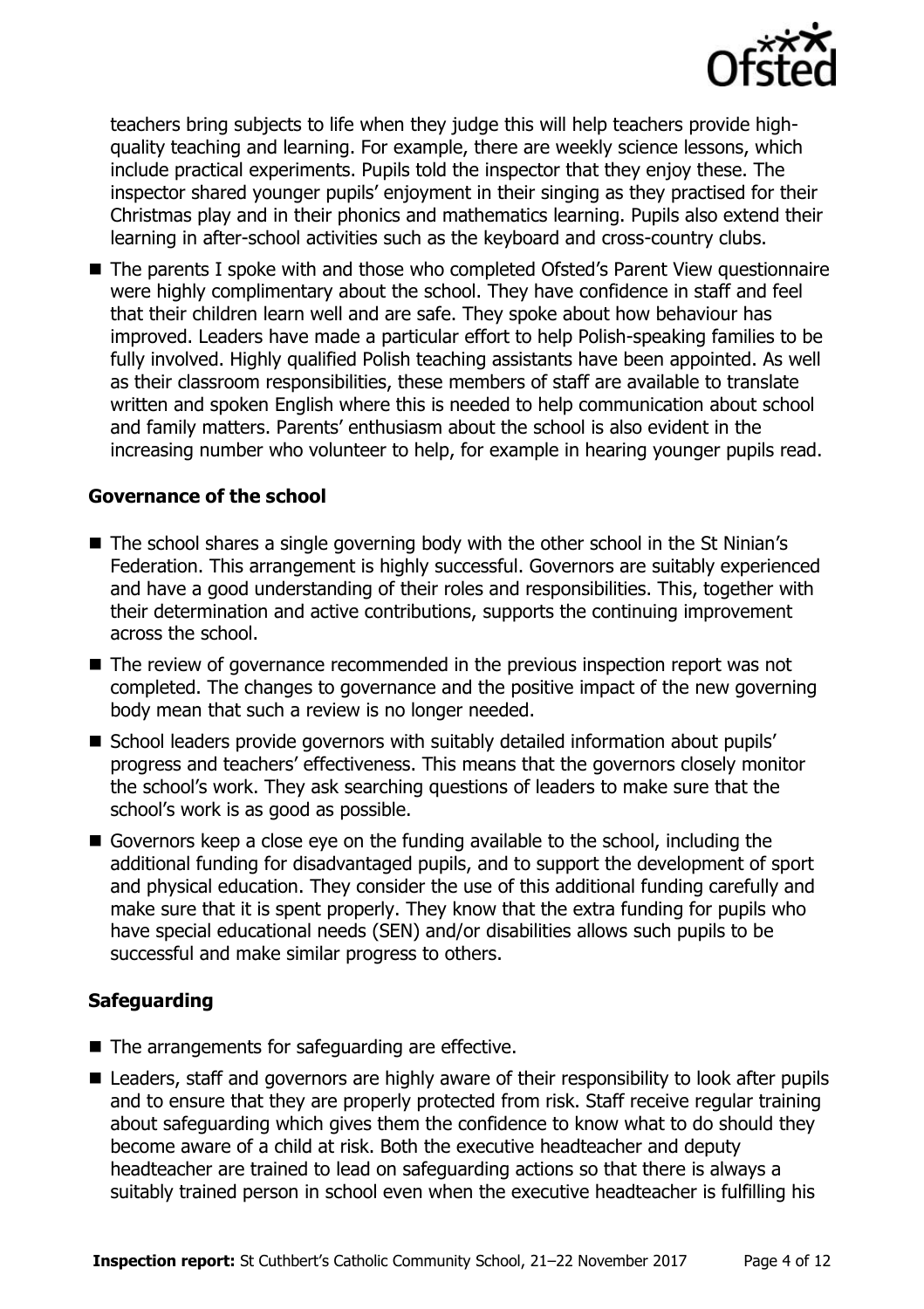teachers bring subjects to life when they judge this will help teachers provide high-quality teaching and learning. For example, there are weekly science lessons, which include practical experiments. Pupils told the inspector that they enjoy these. The inspector shared younger pupils' enjoyment in their singing as they practised for their Christmas play and in their phonics and mathematics learning. Pupils also extend their learning in after-school activities such as the keyboard and cross-country clubs.

- The parents I spoke with and those who completed Ofsted's Parent View questionnaire were highly complimentary about the school. They have confidence in staff and feel that their children learn well and are safe. They spoke about how behaviour has improved. Leaders have made a particular effort to help Polish-speaking families to be fully involved. Highly qualified Polish teaching assistants have been appointed. As well as their classroom responsibilities, these members of staff are available to translate written and spoken English where this is needed to help communication about school and family matters. Parents' enthusiasm about the school is also evident in the increasing number who volunteer to help, for example in hearing younger pupils read.

### Governance of the school

- The school shares a single governing body with the other school in the St Ninian's Federation. This arrangement is highly successful. Governors are suitably experienced and have a good understanding of their roles and responsibilities. This, together with their determination and active contributions, supports the continuing improvement across the school.
- The review of governance recommended in the previous inspection report was not completed. The changes to governance and the positive impact of the new governing body mean that such a review is no longer needed.
- School leaders provide governors with suitably detailed information about pupils' progress and teachers' effectiveness. This means that the governors closely monitor the school's work. They ask searching questions of leaders to make sure that the school's work is as good as possible.
- Governors keep a close eye on the funding available to the school, including the additional funding for disadvantaged pupils, and to support the development of sport and physical education. They consider the use of this additional funding carefully and make sure that it is spent properly. They know that the extra funding for pupils who have special educational needs (SEN) and/or disabilities allows such pupils to be successful and make similar progress to others.

### Safeguarding

- The arrangements for safeguarding are effective.
- Leaders, staff and governors are highly aware of their responsibility to look after pupils and to ensure that they are properly protected from risk. Staff receive regular training about safeguarding which gives them the confidence to know what to do should they become aware of a child at risk. Both the executive headteacher and deputy headteacher are trained to lead on safeguarding actions so that there is always a suitably trained person in school even when the executive headteacher is fulfilling his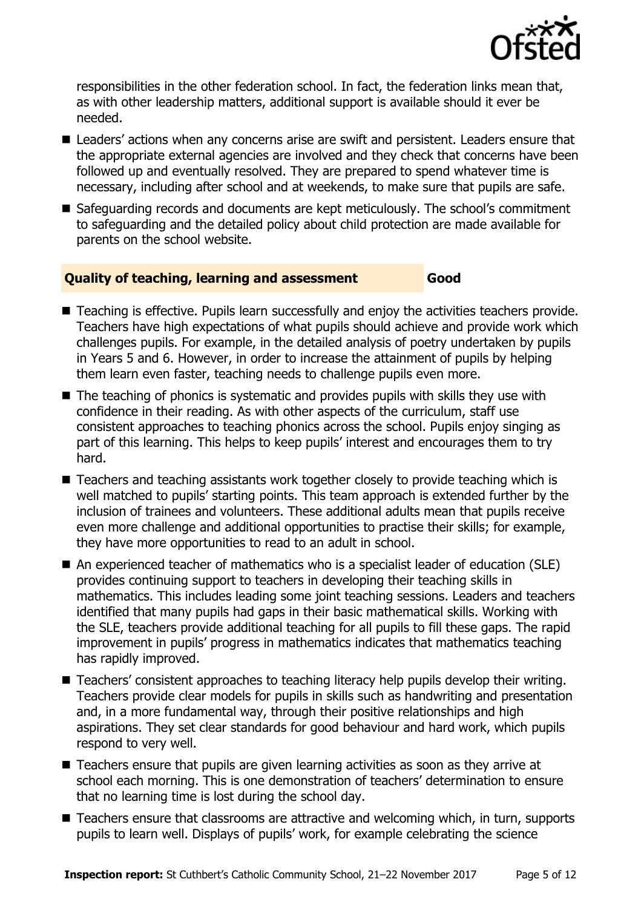responsibilities in the other federation school. In fact, the federation links mean that, as with other leadership matters, additional support is available should it ever be needed.

- Leaders' actions when any concerns arise are swift and persistent. Leaders ensure that the appropriate external agencies are involved and they check that concerns have been followed up and eventually resolved. They are prepared to spend whatever time is necessary, including after school and at weekends, to make sure that pupils are safe.
- Safeguarding records and documents are kept meticulously. The school's commitment to safeguarding and the detailed policy about child protection are made available for parents on the school website.

## Quality of teaching, learning and assessment — Good

- Teaching is effective. Pupils learn successfully and enjoy the activities teachers provide. Teachers have high expectations of what pupils should achieve and provide work which challenges pupils. For example, in the detailed analysis of poetry undertaken by pupils in Years 5 and 6. However, in order to increase the attainment of pupils by helping them learn even faster, teaching needs to challenge pupils even more.
- The teaching of phonics is systematic and provides pupils with skills they use with confidence in their reading. As with other aspects of the curriculum, staff use consistent approaches to teaching phonics across the school. Pupils enjoy singing as part of this learning. This helps to keep pupils' interest and encourages them to try hard.
- Teachers and teaching assistants work together closely to provide teaching which is well matched to pupils' starting points. This team approach is extended further by the inclusion of trainees and volunteers. These additional adults mean that pupils receive even more challenge and additional opportunities to practise their skills; for example, they have more opportunities to read to an adult in school.
- An experienced teacher of mathematics who is a specialist leader of education (SLE) provides continuing support to teachers in developing their teaching skills in mathematics. This includes leading some joint teaching sessions. Leaders and teachers identified that many pupils had gaps in their basic mathematical skills. Working with the SLE, teachers provide additional teaching for all pupils to fill these gaps. The rapid improvement in pupils' progress in mathematics indicates that mathematics teaching has rapidly improved.
- Teachers' consistent approaches to teaching literacy help pupils develop their writing. Teachers provide clear models for pupils in skills such as handwriting and presentation and, in a more fundamental way, through their positive relationships and high aspirations. They set clear standards for good behaviour and hard work, which pupils respond to very well.
- Teachers ensure that pupils are given learning activities as soon as they arrive at school each morning. This is one demonstration of teachers' determination to ensure that no learning time is lost during the school day.
- Teachers ensure that classrooms are attractive and welcoming which, in turn, supports pupils to learn well. Displays of pupils' work, for example celebrating the science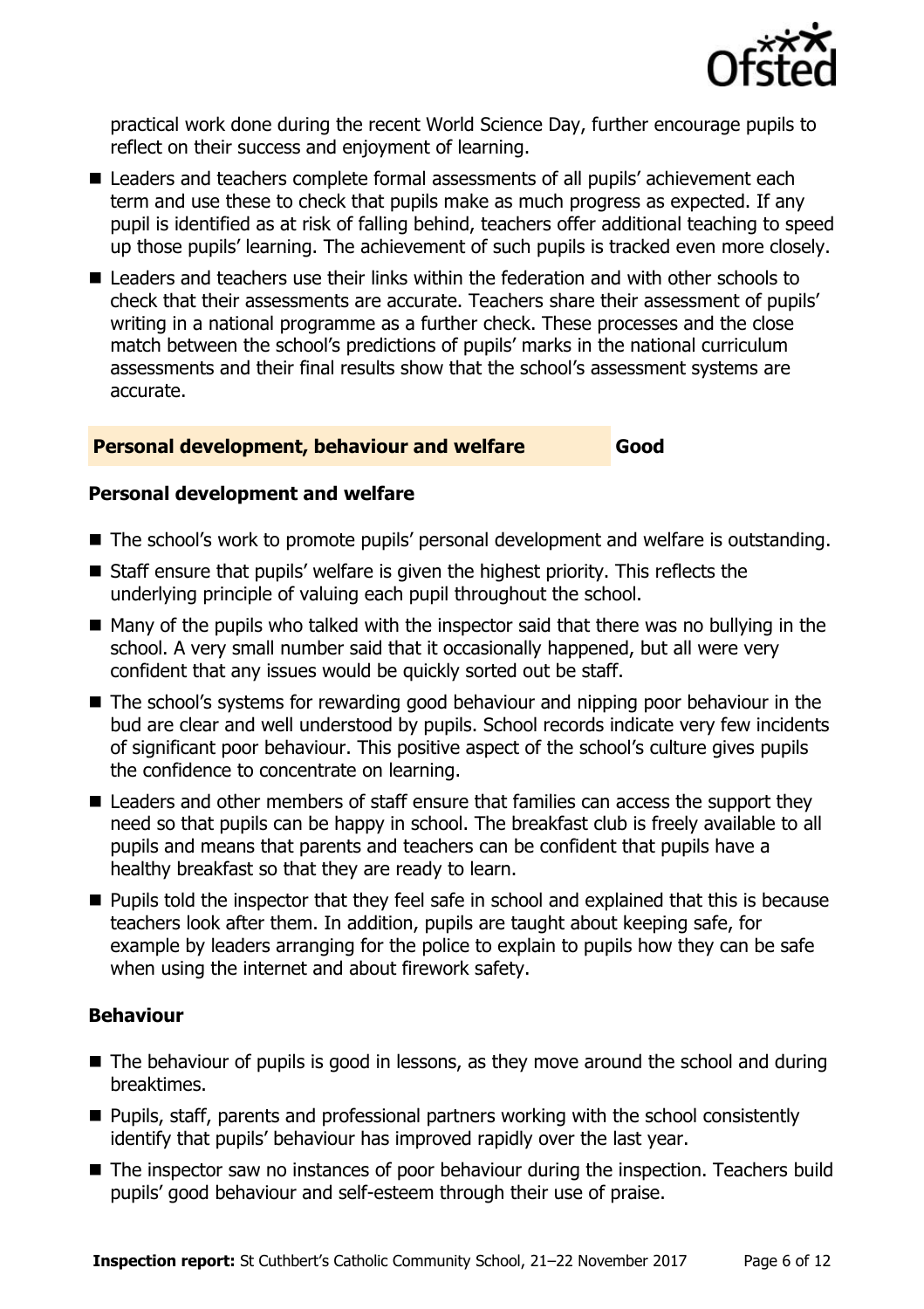practical work done during the recent World Science Day, further encourage pupils to reflect on their success and enjoyment of learning.

- Leaders and teachers complete formal assessments of all pupils' achievement each term and use these to check that pupils make as much progress as expected. If any pupil is identified as at risk of falling behind, teachers offer additional teaching to speed up those pupils' learning. The achievement of such pupils is tracked even more closely.
- Leaders and teachers use their links within the federation and with other schools to check that their assessments are accurate. Teachers share their assessment of pupils' writing in a national programme as a further check. These processes and the close match between the school's predictions of pupils' marks in the national curriculum assessments and their final results show that the school's assessment systems are accurate.

## Personal development, behaviour and welfare — Good

### Personal development and welfare

- The school's work to promote pupils' personal development and welfare is outstanding.
- Staff ensure that pupils' welfare is given the highest priority. This reflects the underlying principle of valuing each pupil throughout the school.
- Many of the pupils who talked with the inspector said that there was no bullying in the school. A very small number said that it occasionally happened, but all were very confident that any issues would be quickly sorted out be staff.
- The school's systems for rewarding good behaviour and nipping poor behaviour in the bud are clear and well understood by pupils. School records indicate very few incidents of significant poor behaviour. This positive aspect of the school's culture gives pupils the confidence to concentrate on learning.
- Leaders and other members of staff ensure that families can access the support they need so that pupils can be happy in school. The breakfast club is freely available to all pupils and means that parents and teachers can be confident that pupils have a healthy breakfast so that they are ready to learn.
- Pupils told the inspector that they feel safe in school and explained that this is because teachers look after them. In addition, pupils are taught about keeping safe, for example by leaders arranging for the police to explain to pupils how they can be safe when using the internet and about firework safety.

### Behaviour

- The behaviour of pupils is good in lessons, as they move around the school and during breaktimes.
- Pupils, staff, parents and professional partners working with the school consistently identify that pupils' behaviour has improved rapidly over the last year.
- The inspector saw no instances of poor behaviour during the inspection. Teachers build pupils' good behaviour and self-esteem through their use of praise.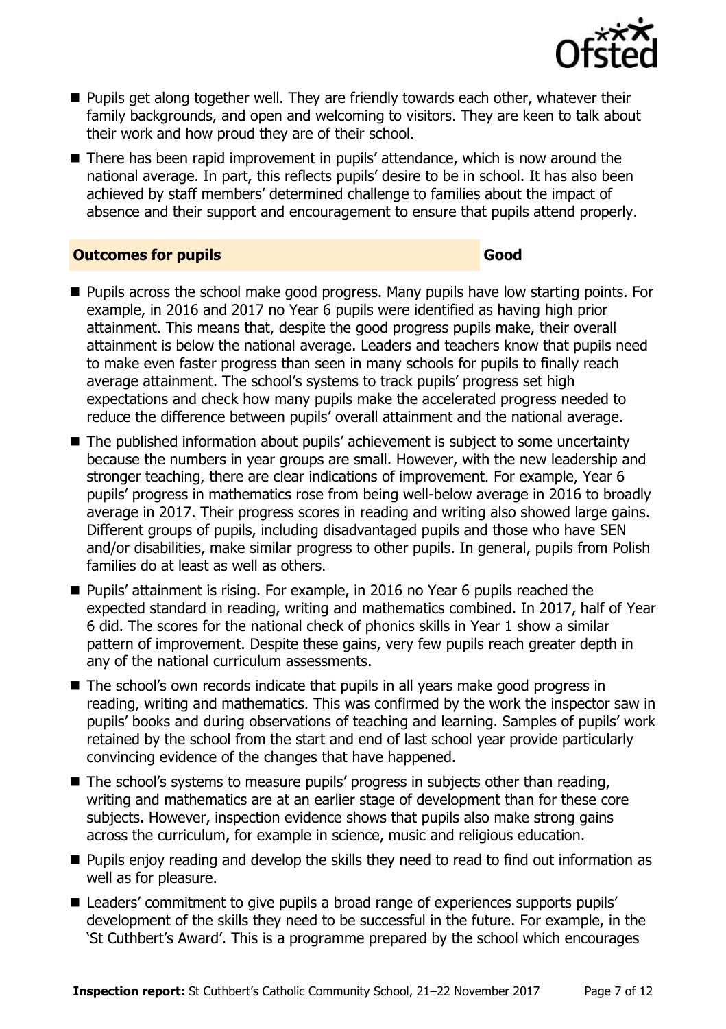- Pupils get along together well. They are friendly towards each other, whatever their family backgrounds, and open and welcoming to visitors. They are keen to talk about their work and how proud they are of their school.
- There has been rapid improvement in pupils' attendance, which is now around the national average. In part, this reflects pupils' desire to be in school. It has also been achieved by staff members' determined challenge to families about the impact of absence and their support and encouragement to ensure that pupils attend properly.

### Outcomes for pupils — Good

- Pupils across the school make good progress. Many pupils have low starting points. For example, in 2016 and 2017 no Year 6 pupils were identified as having high prior attainment. This means that, despite the good progress pupils make, their overall attainment is below the national average. Leaders and teachers know that pupils need to make even faster progress than seen in many schools for pupils to finally reach average attainment. The school's systems to track pupils' progress set high expectations and check how many pupils make the accelerated progress needed to reduce the difference between pupils' overall attainment and the national average.
- The published information about pupils' achievement is subject to some uncertainty because the numbers in year groups are small. However, with the new leadership and stronger teaching, there are clear indications of improvement. For example, Year 6 pupils' progress in mathematics rose from being well-below average in 2016 to broadly average in 2017. Their progress scores in reading and writing also showed large gains. Different groups of pupils, including disadvantaged pupils and those who have SEN and/or disabilities, make similar progress to other pupils. In general, pupils from Polish families do at least as well as others.
- Pupils' attainment is rising. For example, in 2016 no Year 6 pupils reached the expected standard in reading, writing and mathematics combined. In 2017, half of Year 6 did. The scores for the national check of phonics skills in Year 1 show a similar pattern of improvement. Despite these gains, very few pupils reach greater depth in any of the national curriculum assessments.
- The school's own records indicate that pupils in all years make good progress in reading, writing and mathematics. This was confirmed by the work the inspector saw in pupils' books and during observations of teaching and learning. Samples of pupils' work retained by the school from the start and end of last school year provide particularly convincing evidence of the changes that have happened.
- The school's systems to measure pupils' progress in subjects other than reading, writing and mathematics are at an earlier stage of development than for these core subjects. However, inspection evidence shows that pupils also make strong gains across the curriculum, for example in science, music and religious education.
- Pupils enjoy reading and develop the skills they need to read to find out information as well as for pleasure.
- Leaders' commitment to give pupils a broad range of experiences supports pupils' development of the skills they need to be successful in the future. For example, in the 'St Cuthbert's Award'. This is a programme prepared by the school which encourages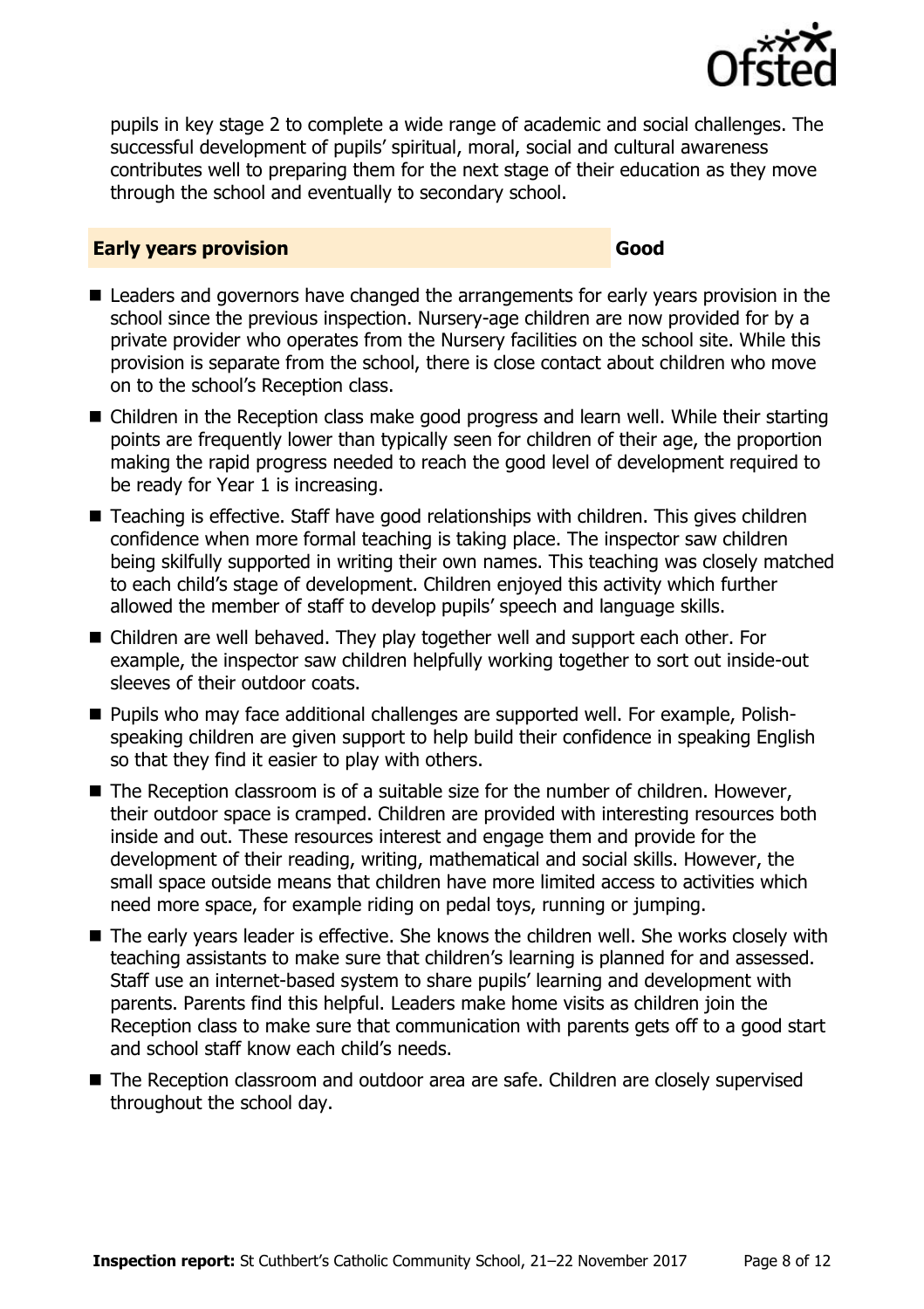pupils in key stage 2 to complete a wide range of academic and social challenges. The successful development of pupils' spiritual, moral, social and cultural awareness contributes well to preparing them for the next stage of their education as they move through the school and eventually to secondary school.

## Early years provision — Good

- Leaders and governors have changed the arrangements for early years provision in the school since the previous inspection. Nursery-age children are now provided for by a private provider who operates from the Nursery facilities on the school site. While this provision is separate from the school, there is close contact about children who move on to the school's Reception class.
- Children in the Reception class make good progress and learn well. While their starting points are frequently lower than typically seen for children of their age, the proportion making the rapid progress needed to reach the good level of development required to be ready for Year 1 is increasing.
- Teaching is effective. Staff have good relationships with children. This gives children confidence when more formal teaching is taking place. The inspector saw children being skilfully supported in writing their own names. This teaching was closely matched to each child's stage of development. Children enjoyed this activity which further allowed the member of staff to develop pupils' speech and language skills.
- Children are well behaved. They play together well and support each other. For example, the inspector saw children helpfully working together to sort out inside-out sleeves of their outdoor coats.
- Pupils who may face additional challenges are supported well. For example, Polish-speaking children are given support to help build their confidence in speaking English so that they find it easier to play with others.
- The Reception classroom is of a suitable size for the number of children. However, their outdoor space is cramped. Children are provided with interesting resources both inside and out. These resources interest and engage them and provide for the development of their reading, writing, mathematical and social skills. However, the small space outside means that children have more limited access to activities which need more space, for example riding on pedal toys, running or jumping.
- The early years leader is effective. She knows the children well. She works closely with teaching assistants to make sure that children's learning is planned for and assessed. Staff use an internet-based system to share pupils' learning and development with parents. Parents find this helpful. Leaders make home visits as children join the Reception class to make sure that communication with parents gets off to a good start and school staff know each child's needs.
- The Reception classroom and outdoor area are safe. Children are closely supervised throughout the school day.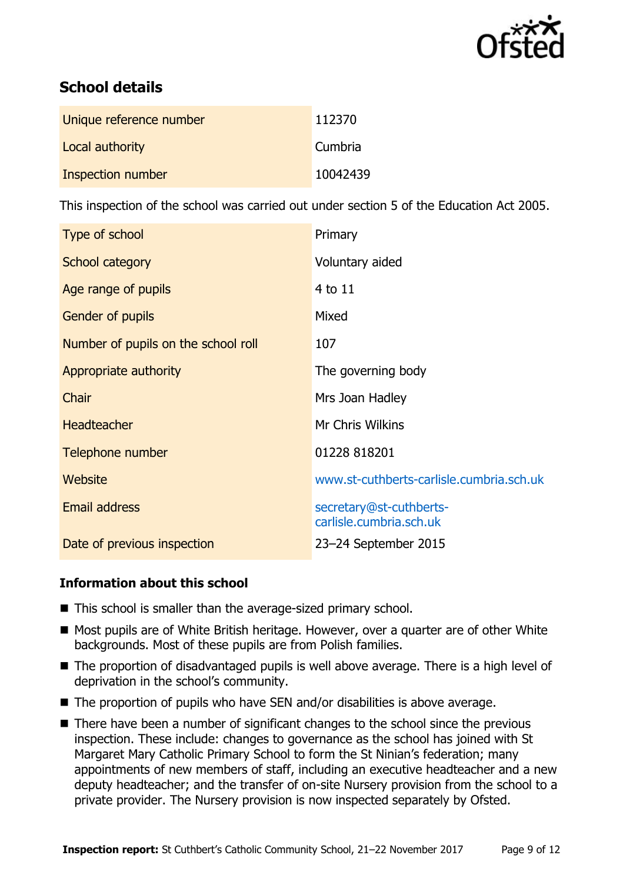## School details

| | |
|---|---|
| Unique reference number | 112370 |
| Local authority | Cumbria |
| Inspection number | 10042439 |

This inspection of the school was carried out under section 5 of the Education Act 2005.

| | |
|---|---|
| Type of school | Primary |
| School category | Voluntary aided |
| Age range of pupils | 4 to 11 |
| Gender of pupils | Mixed |
| Number of pupils on the school roll | 107 |
| Appropriate authority | The governing body |
| Chair | Mrs Joan Hadley |
| Headteacher | Mr Chris Wilkins |
| Telephone number | 01228 818201 |
| Website | www.st-cuthberts-carlisle.cumbria.sch.uk |
| Email address | secretary@st-cuthberts-carlisle.cumbria.sch.uk |
| Date of previous inspection | 23–24 September 2015 |

### Information about this school

- This school is smaller than the average-sized primary school.
- Most pupils are of White British heritage. However, over a quarter are of other White backgrounds. Most of these pupils are from Polish families.
- The proportion of disadvantaged pupils is well above average. There is a high level of deprivation in the school's community.
- The proportion of pupils who have SEN and/or disabilities is above average.
- There have been a number of significant changes to the school since the previous inspection. These include: changes to governance as the school has joined with St Margaret Mary Catholic Primary School to form the St Ninian's federation; many appointments of new members of staff, including an executive headteacher and a new deputy headteacher; and the transfer of on-site Nursery provision from the school to a private provider. The Nursery provision is now inspected separately by Ofsted.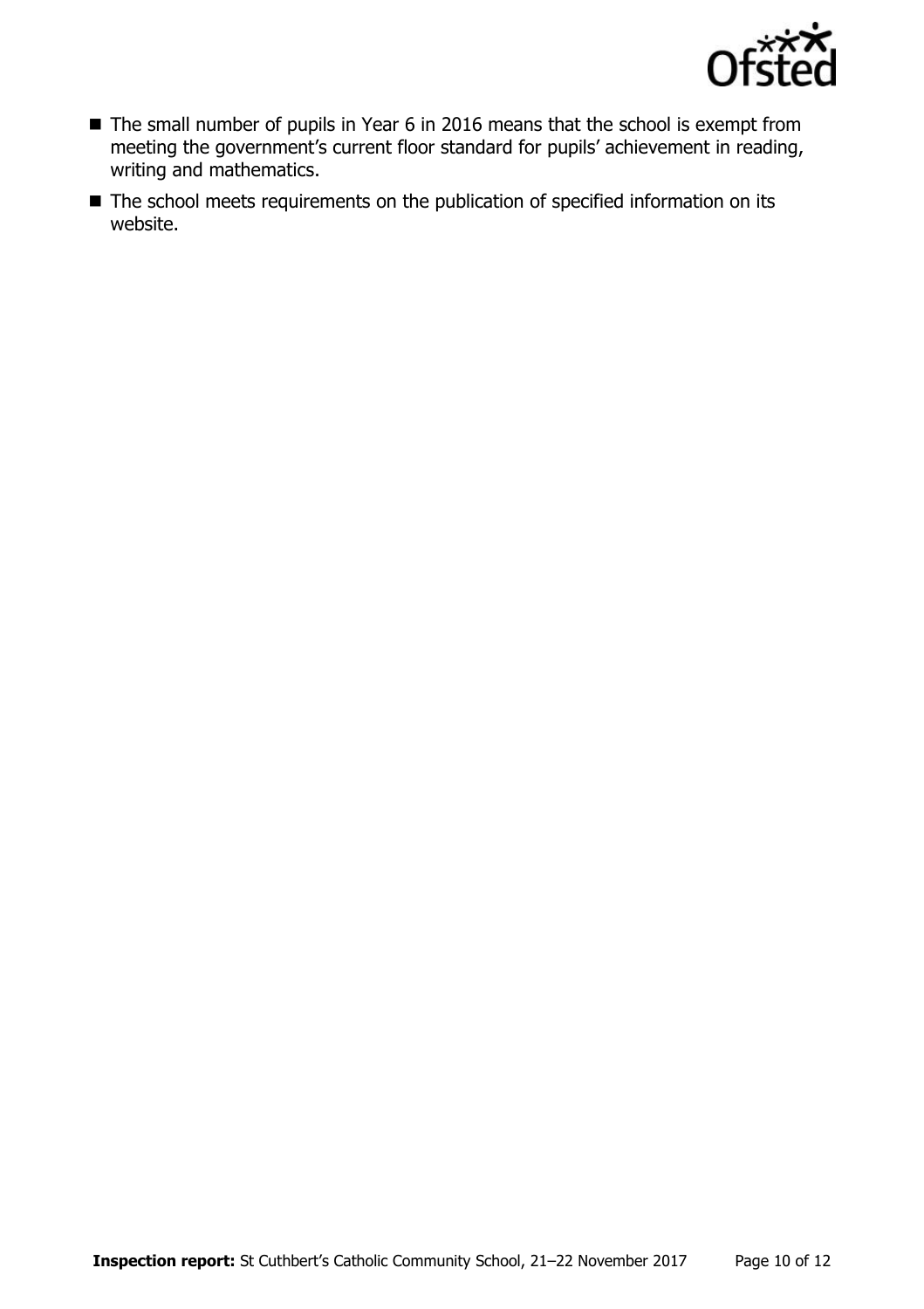- The small number of pupils in Year 6 in 2016 means that the school is exempt from meeting the government's current floor standard for pupils' achievement in reading, writing and mathematics.
- The school meets requirements on the publication of specified information on its website.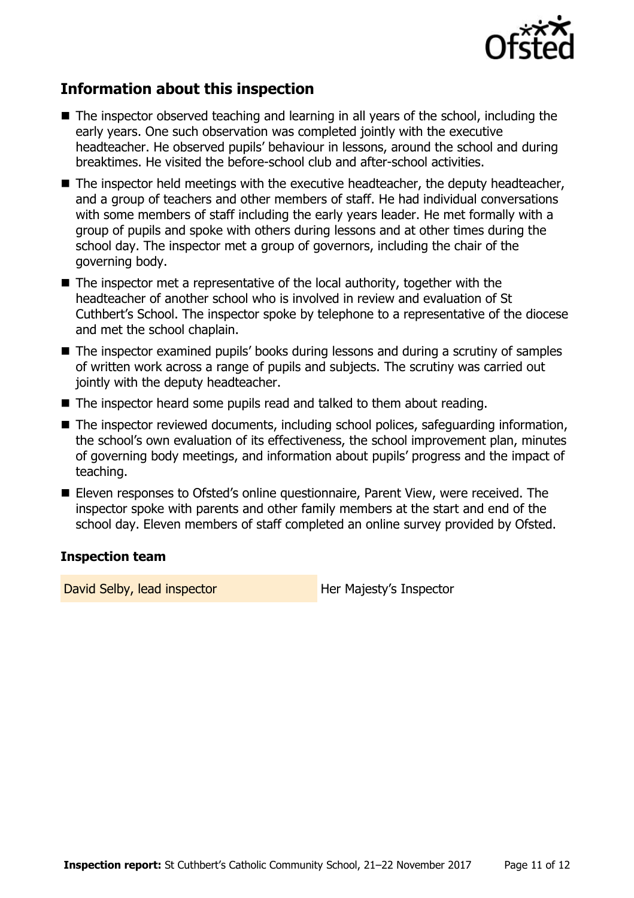## Information about this inspection

- The inspector observed teaching and learning in all years of the school, including the early years. One such observation was completed jointly with the executive headteacher. He observed pupils' behaviour in lessons, around the school and during breaktimes. He visited the before-school club and after-school activities.
- The inspector held meetings with the executive headteacher, the deputy headteacher, and a group of teachers and other members of staff. He had individual conversations with some members of staff including the early years leader. He met formally with a group of pupils and spoke with others during lessons and at other times during the school day. The inspector met a group of governors, including the chair of the governing body.
- The inspector met a representative of the local authority, together with the headteacher of another school who is involved in review and evaluation of St Cuthbert's School. The inspector spoke by telephone to a representative of the diocese and met the school chaplain.
- The inspector examined pupils' books during lessons and during a scrutiny of samples of written work across a range of pupils and subjects. The scrutiny was carried out jointly with the deputy headteacher.
- The inspector heard some pupils read and talked to them about reading.
- The inspector reviewed documents, including school polices, safeguarding information, the school's own evaluation of its effectiveness, the school improvement plan, minutes of governing body meetings, and information about pupils' progress and the impact of teaching.
- Eleven responses to Ofsted's online questionnaire, Parent View, were received. The inspector spoke with parents and other family members at the start and end of the school day. Eleven members of staff completed an online survey provided by Ofsted.

### Inspection team

| | |
|---|---|
| David Selby, lead inspector | Her Majesty's Inspector |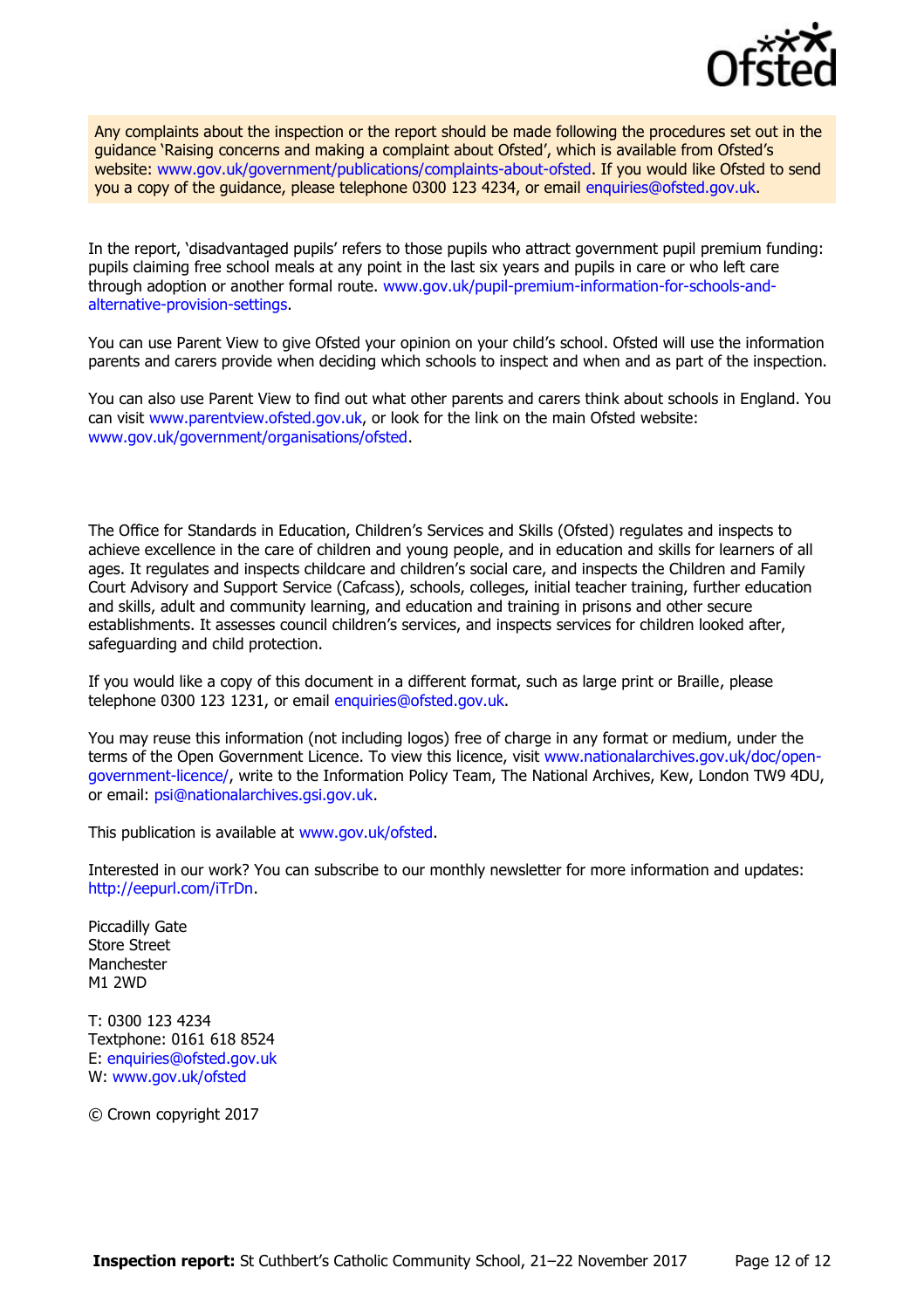Any complaints about the inspection or the report should be made following the procedures set out in the guidance 'Raising concerns and making a complaint about Ofsted', which is available from Ofsted's website: www.gov.uk/government/publications/complaints-about-ofsted. If you would like Ofsted to send you a copy of the guidance, please telephone 0300 123 4234, or email enquiries@ofsted.gov.uk.

In the report, 'disadvantaged pupils' refers to those pupils who attract government pupil premium funding: pupils claiming free school meals at any point in the last six years and pupils in care or who left care through adoption or another formal route. www.gov.uk/pupil-premium-information-for-schools-and-alternative-provision-settings.

You can use Parent View to give Ofsted your opinion on your child's school. Ofsted will use the information parents and carers provide when deciding which schools to inspect and when and as part of the inspection.

You can also use Parent View to find out what other parents and carers think about schools in England. You can visit www.parentview.ofsted.gov.uk, or look for the link on the main Ofsted website: www.gov.uk/government/organisations/ofsted.

The Office for Standards in Education, Children's Services and Skills (Ofsted) regulates and inspects to achieve excellence in the care of children and young people, and in education and skills for learners of all ages. It regulates and inspects childcare and children's social care, and inspects the Children and Family Court Advisory and Support Service (Cafcass), schools, colleges, initial teacher training, further education and skills, adult and community learning, and education and training in prisons and other secure establishments. It assesses council children's services, and inspects services for children looked after, safeguarding and child protection.

If you would like a copy of this document in a different format, such as large print or Braille, please telephone 0300 123 1231, or email enquiries@ofsted.gov.uk.

You may reuse this information (not including logos) free of charge in any format or medium, under the terms of the Open Government Licence. To view this licence, visit www.nationalarchives.gov.uk/doc/open-government-licence/, write to the Information Policy Team, The National Archives, Kew, London TW9 4DU, or email: psi@nationalarchives.gsi.gov.uk.

This publication is available at www.gov.uk/ofsted.

Interested in our work? You can subscribe to our monthly newsletter for more information and updates: http://eepurl.com/iTrDn.

Piccadilly Gate
Store Street
Manchester
M1 2WD

T: 0300 123 4234
Textphone: 0161 618 8524
E: enquiries@ofsted.gov.uk
W: www.gov.uk/ofsted

© Crown copyright 2017